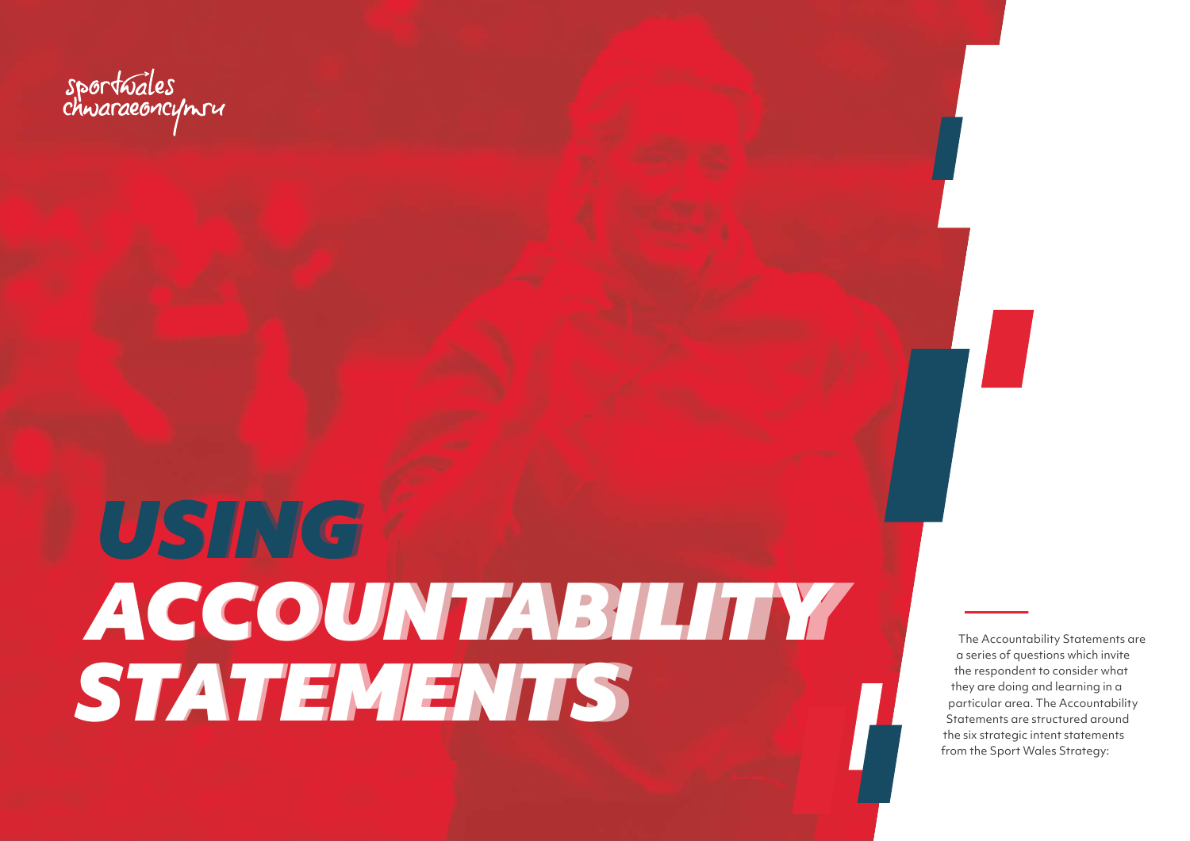sportwales
chwaraeoncymru

# USING ACCOUNTABILITY STATEMENTS

The Accountability Statements are a series of questions which invite the respondent to consider what they are doing and learning in a particular area. The Accountability Statements are structured around the six strategic intent statements from the Sport Wales Strategy: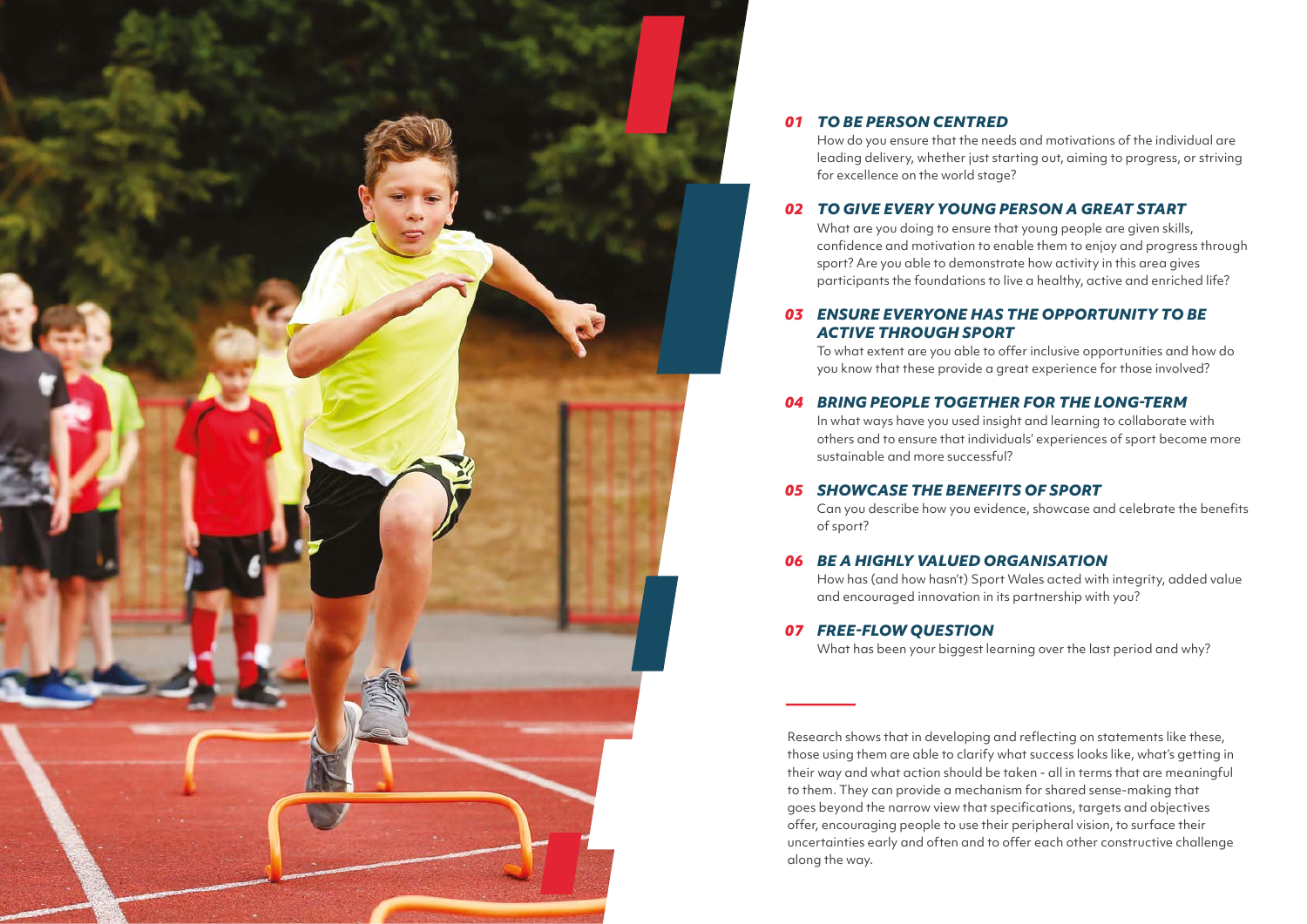### *01 TO BE PERSON CENTRED*

How do you ensure that the needs and motivations of the individual are leading delivery, whether just starting out, aiming to progress, or striving for excellence on the world stage?

### *02 TO GIVE EVERY YOUNG PERSON A GREAT START*

What are you doing to ensure that young people are given skills, confidence and motivation to enable them to enjoy and progress through sport? Are you able to demonstrate how activity in this area gives participants the foundations to live a healthy, active and enriched life?

### *03 ENSURE EVERYONE HAS THE OPPORTUNITY TO BE ACTIVE THROUGH SPORT*

To what extent are you able to offer inclusive opportunities and how do you know that these provide a great experience for those involved?

### *04 BRING PEOPLE TOGETHER FOR THE LONG-TERM*

In what ways have you used insight and learning to collaborate with others and to ensure that individuals' experiences of sport become more sustainable and more successful?

### *05 SHOWCASE THE BENEFITS OF SPORT*

Can you describe how you evidence, showcase and celebrate the benefits of sport?

### *06 BE A HIGHLY VALUED ORGANISATION*

How has (and how hasn't) Sport Wales acted with integrity, added value and encouraged innovation in its partnership with you?

### *07 FREE-FLOW QUESTION*

What has been your biggest learning over the last period and why?

---

Research shows that in developing and reflecting on statements like these, those using them are able to clarify what success looks like, what's getting in their way and what action should be taken - all in terms that are meaningful to them. They can provide a mechanism for shared sense-making that goes beyond the narrow view that specifications, targets and objectives offer, encouraging people to use their peripheral vision, to surface their uncertainties early and often and to offer each other constructive challenge along the way.